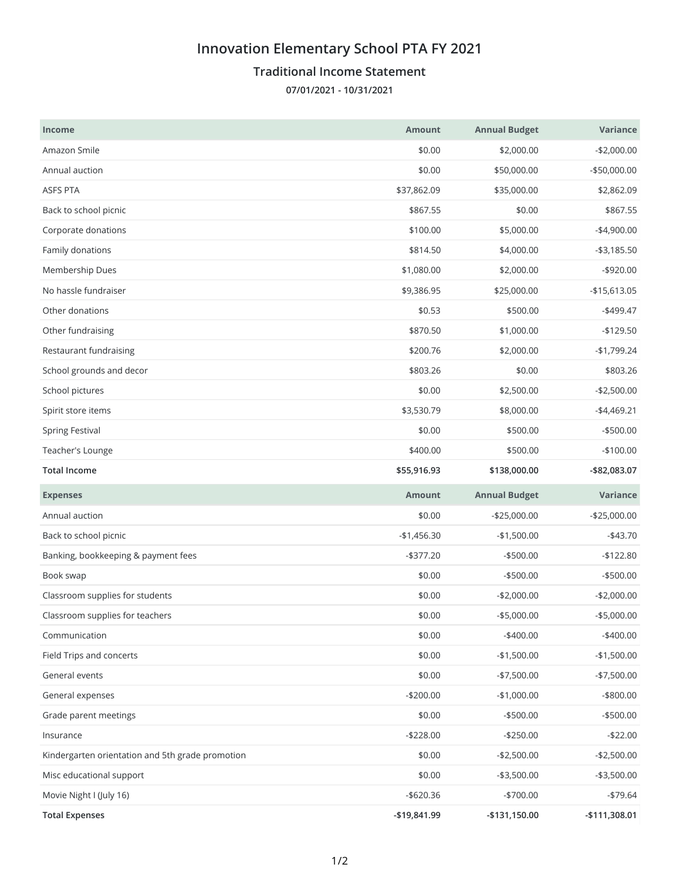# Innovation Elementary School PTA FY 2021

## Traditional Income Statement

**07/01/2021 - 10/31/2021**

| Income | Amount | Annual Budget | Variance |
|---|---:|---:|---:|
| Amazon Smile | $0.00 | $2,000.00 | -$2,000.00 |
| Annual auction | $0.00 | $50,000.00 | -$50,000.00 |
| ASFS PTA | $37,862.09 | $35,000.00 | $2,862.09 |
| Back to school picnic | $867.55 | $0.00 | $867.55 |
| Corporate donations | $100.00 | $5,000.00 | -$4,900.00 |
| Family donations | $814.50 | $4,000.00 | -$3,185.50 |
| Membership Dues | $1,080.00 | $2,000.00 | -$920.00 |
| No hassle fundraiser | $9,386.95 | $25,000.00 | -$15,613.05 |
| Other donations | $0.53 | $500.00 | -$499.47 |
| Other fundraising | $870.50 | $1,000.00 | -$129.50 |
| Restaurant fundraising | $200.76 | $2,000.00 | -$1,799.24 |
| School grounds and decor | $803.26 | $0.00 | $803.26 |
| School pictures | $0.00 | $2,500.00 | -$2,500.00 |
| Spirit store items | $3,530.79 | $8,000.00 | -$4,469.21 |
| Spring Festival | $0.00 | $500.00 | -$500.00 |
| Teacher's Lounge | $400.00 | $500.00 | -$100.00 |
| **Total Income** | **$55,916.93** | **$138,000.00** | **-$82,083.07** |

| Expenses | Amount | Annual Budget | Variance |
|---|---:|---:|---:|
| Annual auction | $0.00 | -$25,000.00 | -$25,000.00 |
| Back to school picnic | -$1,456.30 | -$1,500.00 | -$43.70 |
| Banking, bookkeeping & payment fees | -$377.20 | -$500.00 | -$122.80 |
| Book swap | $0.00 | -$500.00 | -$500.00 |
| Classroom supplies for students | $0.00 | -$2,000.00 | -$2,000.00 |
| Classroom supplies for teachers | $0.00 | -$5,000.00 | -$5,000.00 |
| Communication | $0.00 | -$400.00 | -$400.00 |
| Field Trips and concerts | $0.00 | -$1,500.00 | -$1,500.00 |
| General events | $0.00 | -$7,500.00 | -$7,500.00 |
| General expenses | -$200.00 | -$1,000.00 | -$800.00 |
| Grade parent meetings | $0.00 | -$500.00 | -$500.00 |
| Insurance | -$228.00 | -$250.00 | -$22.00 |
| Kindergarten orientation and 5th grade promotion | $0.00 | -$2,500.00 | -$2,500.00 |
| Misc educational support | $0.00 | -$3,500.00 | -$3,500.00 |
| Movie Night I (July 16) | -$620.36 | -$700.00 | -$79.64 |
| **Total Expenses** | **-$19,841.99** | **-$131,150.00** | **-$111,308.01** |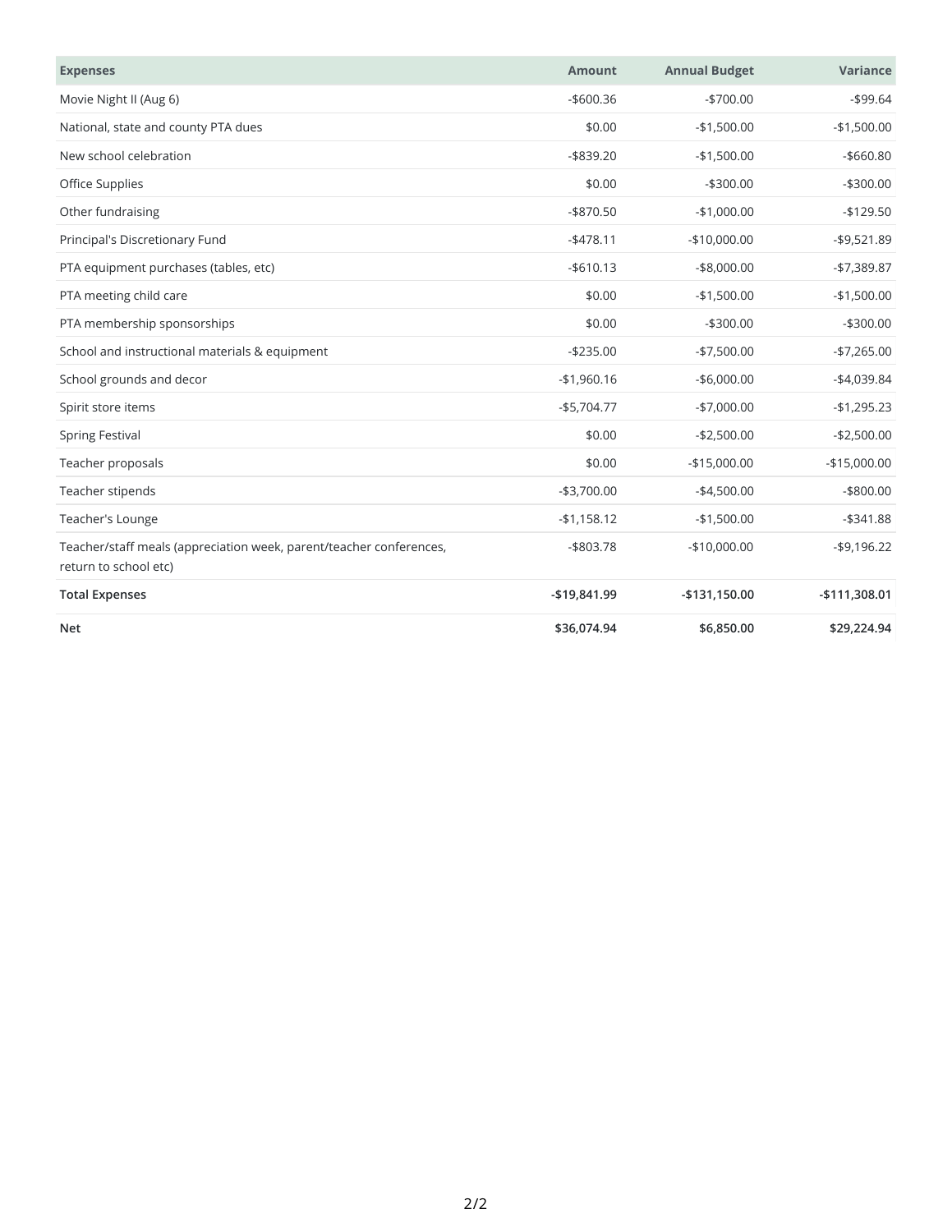| Expenses | Amount | Annual Budget | Variance |
| --- | --- | --- | --- |
| Movie Night II (Aug 6) | -$600.36 | -$700.00 | -$99.64 |
| National, state and county PTA dues | $0.00 | -$1,500.00 | -$1,500.00 |
| New school celebration | -$839.20 | -$1,500.00 | -$660.80 |
| Office Supplies | $0.00 | -$300.00 | -$300.00 |
| Other fundraising | -$870.50 | -$1,000.00 | -$129.50 |
| Principal's Discretionary Fund | -$478.11 | -$10,000.00 | -$9,521.89 |
| PTA equipment purchases (tables, etc) | -$610.13 | -$8,000.00 | -$7,389.87 |
| PTA meeting child care | $0.00 | -$1,500.00 | -$1,500.00 |
| PTA membership sponsorships | $0.00 | -$300.00 | -$300.00 |
| School and instructional materials & equipment | -$235.00 | -$7,500.00 | -$7,265.00 |
| School grounds and decor | -$1,960.16 | -$6,000.00 | -$4,039.84 |
| Spirit store items | -$5,704.77 | -$7,000.00 | -$1,295.23 |
| Spring Festival | $0.00 | -$2,500.00 | -$2,500.00 |
| Teacher proposals | $0.00 | -$15,000.00 | -$15,000.00 |
| Teacher stipends | -$3,700.00 | -$4,500.00 | -$800.00 |
| Teacher's Lounge | -$1,158.12 | -$1,500.00 | -$341.88 |
| Teacher/staff meals (appreciation week, parent/teacher conferences, return to school etc) | -$803.78 | -$10,000.00 | -$9,196.22 |
| **Total Expenses** | **-$19,841.99** | **-$131,150.00** | **-$111,308.01** |
| **Net** | **$36,074.94** | **$6,850.00** | **$29,224.94** |